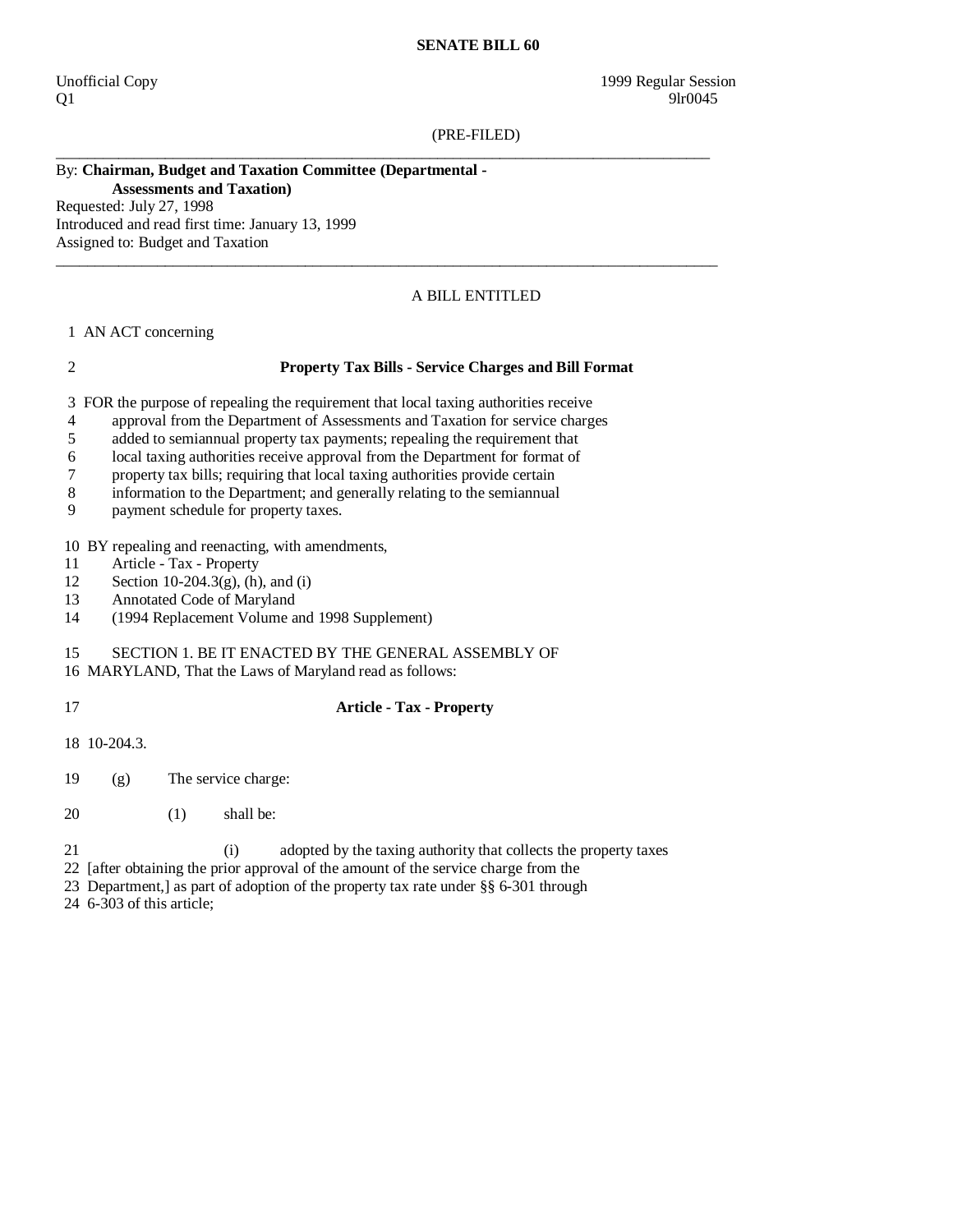**SENATE BILL 60**

Unofficial Copy
Q1

1999 Regular Session
9lr0045

(PRE-FILED)

---

By: **Chairman, Budget and Taxation Committee (Departmental - Assessments and Taxation)**
Requested: July 27, 1998
Introduced and read first time: January 13, 1999
Assigned to: Budget and Taxation

---

A BILL ENTITLED

1 AN ACT concerning

2 **Property Tax Bills - Service Charges and Bill Format**

3 FOR the purpose of repealing the requirement that local taxing authorities receive
4 approval from the Department of Assessments and Taxation for service charges
5 added to semiannual property tax payments; repealing the requirement that
6 local taxing authorities receive approval from the Department for format of
7 property tax bills; requiring that local taxing authorities provide certain
8 information to the Department; and generally relating to the semiannual
9 payment schedule for property taxes.

10 BY repealing and reenacting, with amendments,
11 Article - Tax - Property
12 Section 10-204.3(g), (h), and (i)
13 Annotated Code of Maryland
14 (1994 Replacement Volume and 1998 Supplement)

15 SECTION 1. BE IT ENACTED BY THE GENERAL ASSEMBLY OF
16 MARYLAND, That the Laws of Maryland read as follows:

17 **Article - Tax - Property**

18 10-204.3.

19 (g) The service charge:

20 (1) shall be:

21 (i) adopted by the taxing authority that collects the property taxes
22 [after obtaining the prior approval of the amount of the service charge from the
23 Department,] as part of adoption of the property tax rate under §§ 6-301 through
24 6-303 of this article;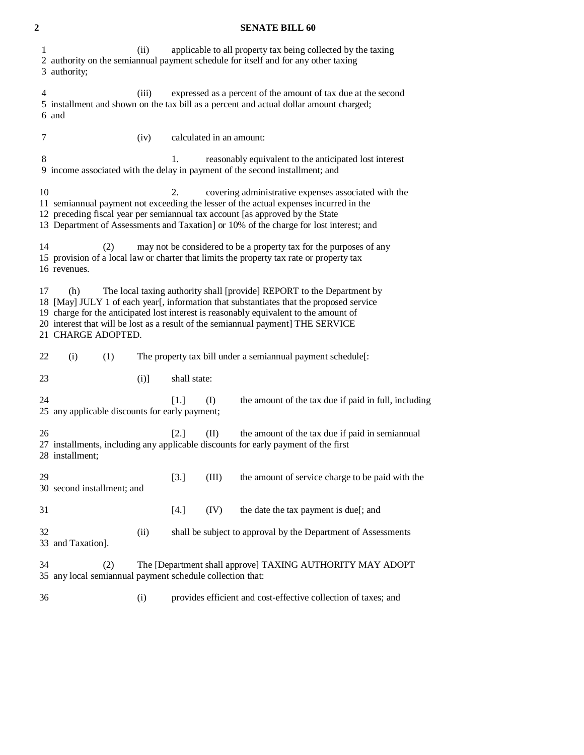(ii) applicable to all property tax being collected by the taxing authority on the semiannual payment schedule for itself and for any other taxing authority;

(iii) expressed as a percent of the amount of tax due at the second installment and shown on the tax bill as a percent and actual dollar amount charged; and

(iv) calculated in an amount:

1. reasonably equivalent to the anticipated lost interest income associated with the delay in payment of the second installment; and

2. covering administrative expenses associated with the semiannual payment not exceeding the lesser of the actual expenses incurred in the preceding fiscal year per semiannual tax account [as approved by the State Department of Assessments and Taxation] or 10% of the charge for lost interest; and

(2) may not be considered to be a property tax for the purposes of any provision of a local law or charter that limits the property tax rate or property tax revenues.

(h) The local taxing authority shall [provide] REPORT to the Department by [May] JULY 1 of each year[, information that substantiates that the proposed service charge for the anticipated lost interest is reasonably equivalent to the amount of interest that will be lost as a result of the semiannual payment] THE SERVICE CHARGE ADOPTED.

(i) (1) The property tax bill under a semiannual payment schedule[:

(i)] shall state:

[1.] (I) the amount of the tax due if paid in full, including any applicable discounts for early payment;

[2.] (II) the amount of the tax due if paid in semiannual installments, including any applicable discounts for early payment of the first installment;

[3.] (III) the amount of service charge to be paid with the second installment; and

[4.] (IV) the date the tax payment is due[; and

(ii) shall be subject to approval by the Department of Assessments and Taxation].

(2) The [Department shall approve] TAXING AUTHORITY MAY ADOPT any local semiannual payment schedule collection that:

(i) provides efficient and cost-effective collection of taxes; and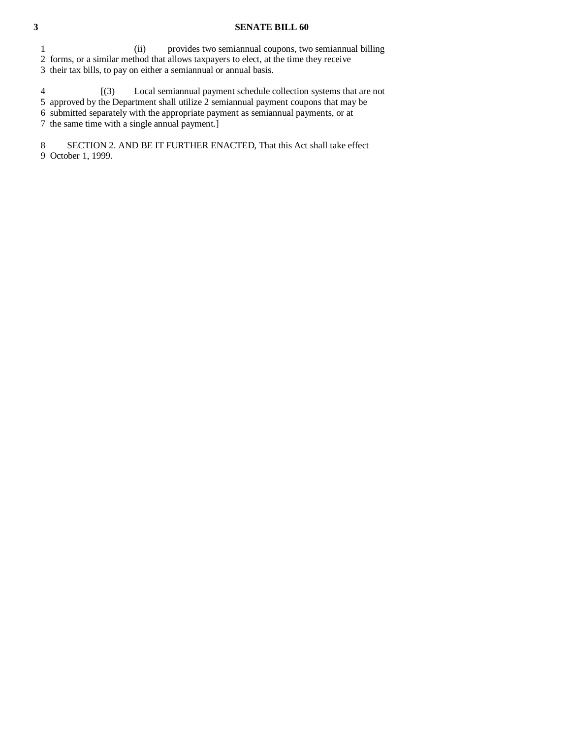(ii) provides two semiannual coupons, two semiannual billing forms, or a similar method that allows taxpayers to elect, at the time they receive their tax bills, to pay on either a semiannual or annual basis.

[(3) Local semiannual payment schedule collection systems that are not approved by the Department shall utilize 2 semiannual payment coupons that may be submitted separately with the appropriate payment as semiannual payments, or at the same time with a single annual payment.]

SECTION 2. AND BE IT FURTHER ENACTED, That this Act shall take effect October 1, 1999.